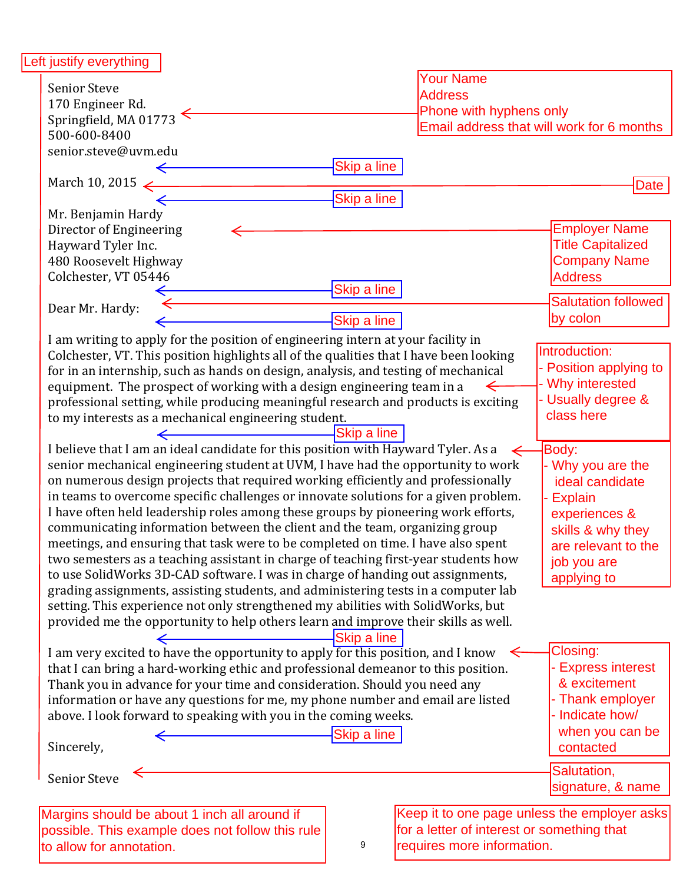Left justify everything

Senior Steve
170 Engineer Rd.
Springfield, MA 01773
500-600-8400
senior.steve@uvm.edu

*Your Name / Address / Phone with hyphens only / Email address that will work for 6 months*

*Skip a line*

March 10, 2015 — *Date*

*Skip a line*

Mr. Benjamin Hardy
Director of Engineering
Hayward Tyler Inc.
480 Roosevelt Highway
Colchester, VT 05446

*Employer Name / Title Capitalized / Company Name / Address*

*Skip a line*

Dear Mr. Hardy: — *Salutation followed by colon*

*Skip a line*

I am writing to apply for the position of engineering intern at your facility in Colchester, VT. This position highlights all of the qualities that I have been looking for in an internship, such as hands on design, analysis, and testing of mechanical equipment. The prospect of working with a design engineering team in a professional setting, while producing meaningful research and products is exciting to my interests as a mechanical engineering student.

*Introduction:*
*- Position applying to*
*- Why interested*
*- Usually degree & class here*

*Skip a line*

I believe that I am an ideal candidate for this position with Hayward Tyler. As a senior mechanical engineering student at UVM, I have had the opportunity to work on numerous design projects that required working efficiently and professionally in teams to overcome specific challenges or innovate solutions for a given problem. I have often held leadership roles among these groups by pioneering work efforts, communicating information between the client and the team, organizing group meetings, and ensuring that task were to be completed on time. I have also spent two semesters as a teaching assistant in charge of teaching first-year students how to use SolidWorks 3D-CAD software. I was in charge of handing out assignments, grading assignments, assisting students, and administering tests in a computer lab setting. This experience not only strengthened my abilities with SolidWorks, but provided me the opportunity to help others learn and improve their skills as well.

*Body:*
*- Why you are the ideal candidate*
*- Explain experiences & skills & why they are relevant to the job you are applying to*

*Skip a line*

I am very excited to have the opportunity to apply for this position, and I know that I can bring a hard-working ethic and professional demeanor to this position. Thank you in advance for your time and consideration. Should you need any information or have any questions for me, my phone number and email are listed above. I look forward to speaking with you in the coming weeks.

*Closing:*
*- Express interest & excitement*
*- Thank employer*
*- Indicate how/ when you can be contacted*

*Skip a line*

Sincerely,

Senior Steve

*Salutation, signature, & name*

Margins should be about 1 inch all around if possible. This example does not follow this rule to allow for annotation.

Keep it to one page unless the employer asks for a letter of interest or something that requires more information.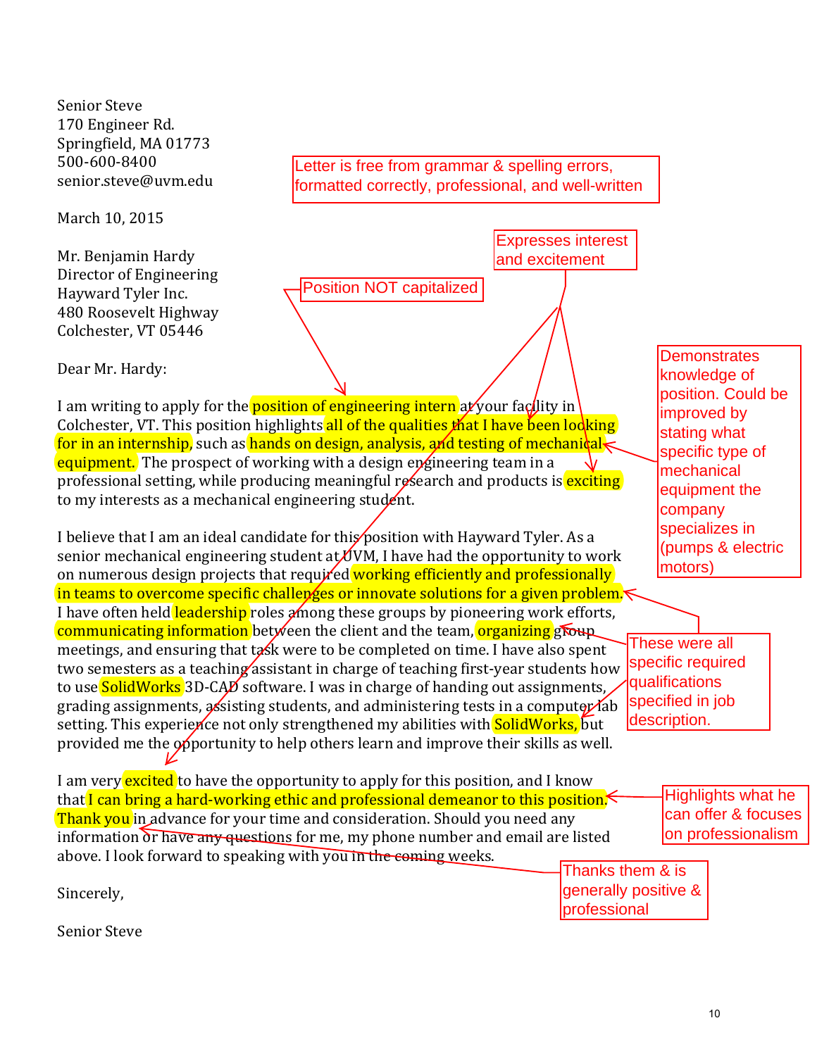Senior Steve
170 Engineer Rd.
Springfield, MA 01773
500-600-8400
senior.steve@uvm.edu

March 10, 2015

Mr. Benjamin Hardy
Director of Engineering
Hayward Tyler Inc.
480 Roosevelt Highway
Colchester, VT 05446

Dear Mr. Hardy:

I am writing to apply for the position of engineering intern at your facility in Colchester, VT. This position highlights all of the qualities that I have been looking for in an internship, such as hands on design, analysis, and testing of mechanical equipment. The prospect of working with a design engineering team in a professional setting, while producing meaningful research and products is exciting to my interests as a mechanical engineering student.

I believe that I am an ideal candidate for this position with Hayward Tyler. As a senior mechanical engineering student at UVM, I have had the opportunity to work on numerous design projects that required working efficiently and professionally in teams to overcome specific challenges or innovate solutions for a given problem. I have often held leadership roles among these groups by pioneering work efforts, communicating information between the client and the team, organizing group meetings, and ensuring that task were to be completed on time. I have also spent two semesters as a teaching assistant in charge of teaching first-year students how to use SolidWorks 3D-CAD software. I was in charge of handing out assignments, grading assignments, assisting students, and administering tests in a computer lab setting. This experience not only strengthened my abilities with SolidWorks, but provided me the opportunity to help others learn and improve their skills as well.

I am very excited to have the opportunity to apply for this position, and I know that I can bring a hard-working ethic and professional demeanor to this position. Thank you in advance for your time and consideration. Should you need any information or have any questions for me, my phone number and email are listed above. I look forward to speaking with you in the coming weeks.

Sincerely,

Senior Steve

Letter is free from grammar & spelling errors, formatted correctly, professional, and well-written

Position NOT capitalized

Expresses interest and excitement

Demonstrates knowledge of position. Could be improved by stating what specific type of mechanical equipment the company specializes in (pumps & electric motors)

These were all specific required qualifications specified in job description.

Highlights what he can offer & focuses on professionalism

Thanks them & is generally positive & professional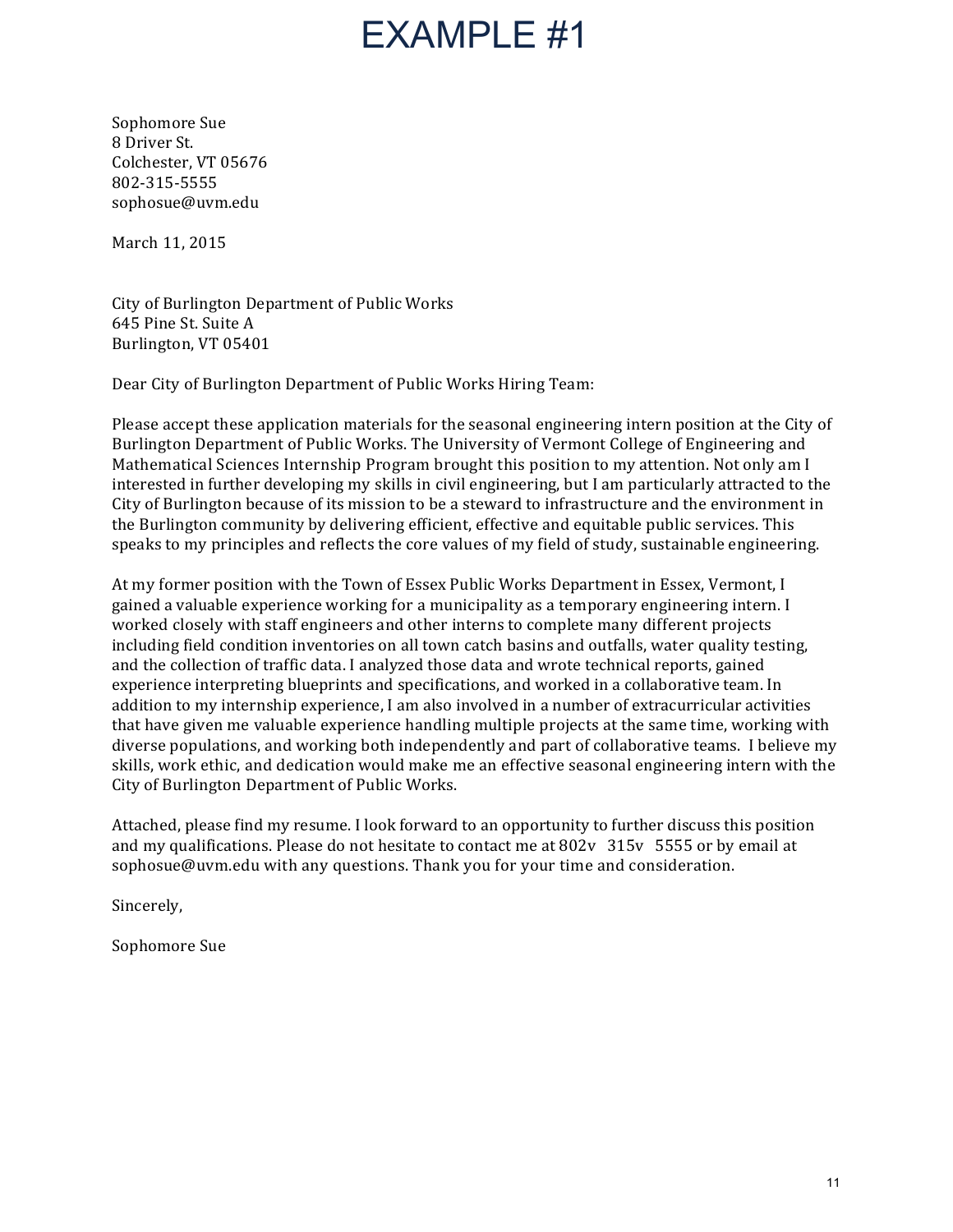# EXAMPLE #1

Sophomore Sue
8 Driver St.
Colchester, VT 05676
802-315-5555
sophosue@uvm.edu

March 11, 2015

City of Burlington Department of Public Works
645 Pine St. Suite A
Burlington, VT 05401

Dear City of Burlington Department of Public Works Hiring Team:

Please accept these application materials for the seasonal engineering intern position at the City of Burlington Department of Public Works. The University of Vermont College of Engineering and Mathematical Sciences Internship Program brought this position to my attention. Not only am I interested in further developing my skills in civil engineering, but I am particularly attracted to the City of Burlington because of its mission to be a steward to infrastructure and the environment in the Burlington community by delivering efficient, effective and equitable public services. This speaks to my principles and reflects the core values of my field of study, sustainable engineering.

At my former position with the Town of Essex Public Works Department in Essex, Vermont, I gained a valuable experience working for a municipality as a temporary engineering intern. I worked closely with staff engineers and other interns to complete many different projects including field condition inventories on all town catch basins and outfalls, water quality testing, and the collection of traffic data. I analyzed those data and wrote technical reports, gained experience interpreting blueprints and specifications, and worked in a collaborative team. In addition to my internship experience, I am also involved in a number of extracurricular activities that have given me valuable experience handling multiple projects at the same time, working with diverse populations, and working both independently and part of collaborative teams. I believe my skills, work ethic, and dedication would make me an effective seasonal engineering intern with the City of Burlington Department of Public Works.

Attached, please find my resume. I look forward to an opportunity to further discuss this position and my qualifications. Please do not hesitate to contact me at 802v 315v 5555 or by email at sophosue@uvm.edu with any questions. Thank you for your time and consideration.

Sincerely,

Sophomore Sue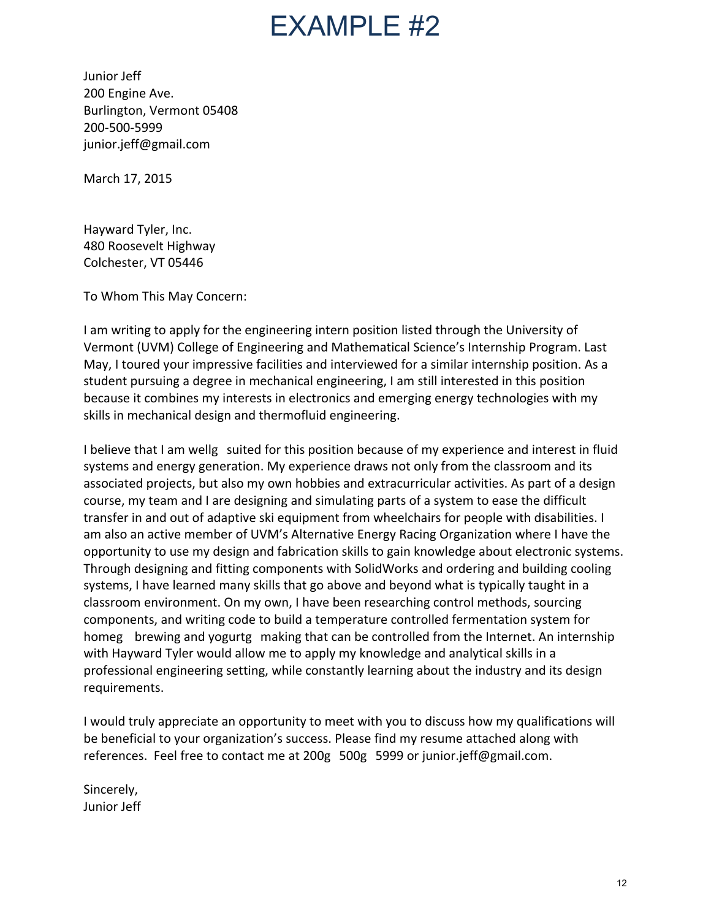# EXAMPLE #2

Junior Jeff
200 Engine Ave.
Burlington, Vermont 05408
200-500-5999
junior.jeff@gmail.com

March 17, 2015

Hayward Tyler, Inc.
480 Roosevelt Highway
Colchester, VT 05446

To Whom This May Concern:

I am writing to apply for the engineering intern position listed through the University of Vermont (UVM) College of Engineering and Mathematical Science's Internship Program. Last May, I toured your impressive facilities and interviewed for a similar internship position. As a student pursuing a degree in mechanical engineering, I am still interested in this position because it combines my interests in electronics and emerging energy technologies with my skills in mechanical design and thermofluid engineering.

I believe that I am wellg suited for this position because of my experience and interest in fluid systems and energy generation. My experience draws not only from the classroom and its associated projects, but also my own hobbies and extracurricular activities. As part of a design course, my team and I are designing and simulating parts of a system to ease the difficult transfer in and out of adaptive ski equipment from wheelchairs for people with disabilities. I am also an active member of UVM's Alternative Energy Racing Organization where I have the opportunity to use my design and fabrication skills to gain knowledge about electronic systems. Through designing and fitting components with SolidWorks and ordering and building cooling systems, I have learned many skills that go above and beyond what is typically taught in a classroom environment. On my own, I have been researching control methods, sourcing components, and writing code to build a temperature controlled fermentation system for homeg brewing and yogurtg making that can be controlled from the Internet. An internship with Hayward Tyler would allow me to apply my knowledge and analytical skills in a professional engineering setting, while constantly learning about the industry and its design requirements.

I would truly appreciate an opportunity to meet with you to discuss how my qualifications will be beneficial to your organization's success. Please find my resume attached along with references. Feel free to contact me at 200g 500g 5999 or junior.jeff@gmail.com.

Sincerely,
Junior Jeff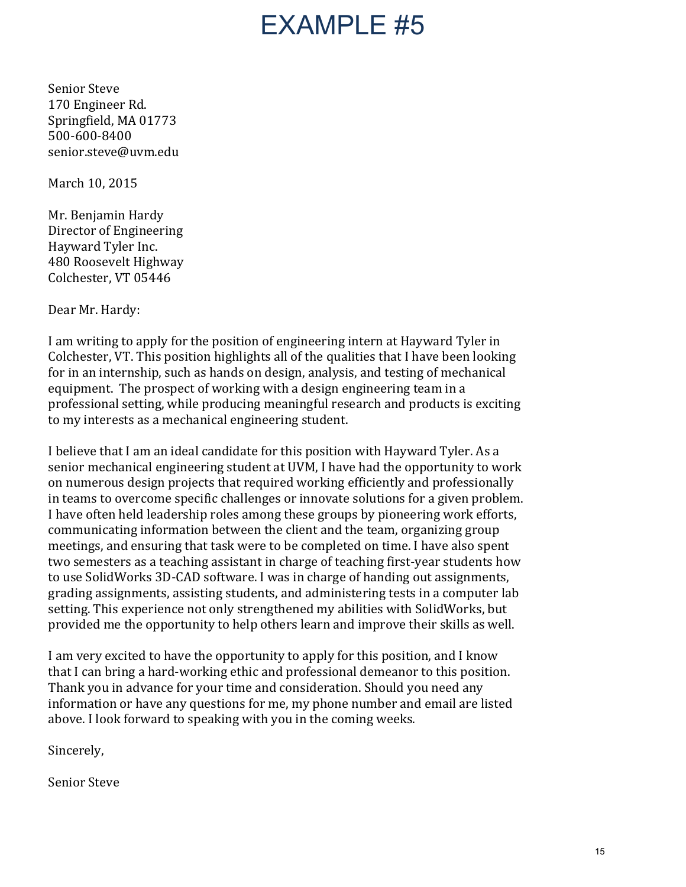# EXAMPLE #5

Senior Steve
170 Engineer Rd.
Springfield, MA 01773
500-600-8400
senior.steve@uvm.edu

March 10, 2015

Mr. Benjamin Hardy
Director of Engineering
Hayward Tyler Inc.
480 Roosevelt Highway
Colchester, VT 05446

Dear Mr. Hardy:

I am writing to apply for the position of engineering intern at Hayward Tyler in Colchester, VT. This position highlights all of the qualities that I have been looking for in an internship, such as hands on design, analysis, and testing of mechanical equipment. The prospect of working with a design engineering team in a professional setting, while producing meaningful research and products is exciting to my interests as a mechanical engineering student.

I believe that I am an ideal candidate for this position with Hayward Tyler. As a senior mechanical engineering student at UVM, I have had the opportunity to work on numerous design projects that required working efficiently and professionally in teams to overcome specific challenges or innovate solutions for a given problem. I have often held leadership roles among these groups by pioneering work efforts, communicating information between the client and the team, organizing group meetings, and ensuring that task were to be completed on time. I have also spent two semesters as a teaching assistant in charge of teaching first-year students how to use SolidWorks 3D-CAD software. I was in charge of handing out assignments, grading assignments, assisting students, and administering tests in a computer lab setting. This experience not only strengthened my abilities with SolidWorks, but provided me the opportunity to help others learn and improve their skills as well.

I am very excited to have the opportunity to apply for this position, and I know that I can bring a hard-working ethic and professional demeanor to this position. Thank you in advance for your time and consideration. Should you need any information or have any questions for me, my phone number and email are listed above. I look forward to speaking with you in the coming weeks.

Sincerely,

Senior Steve